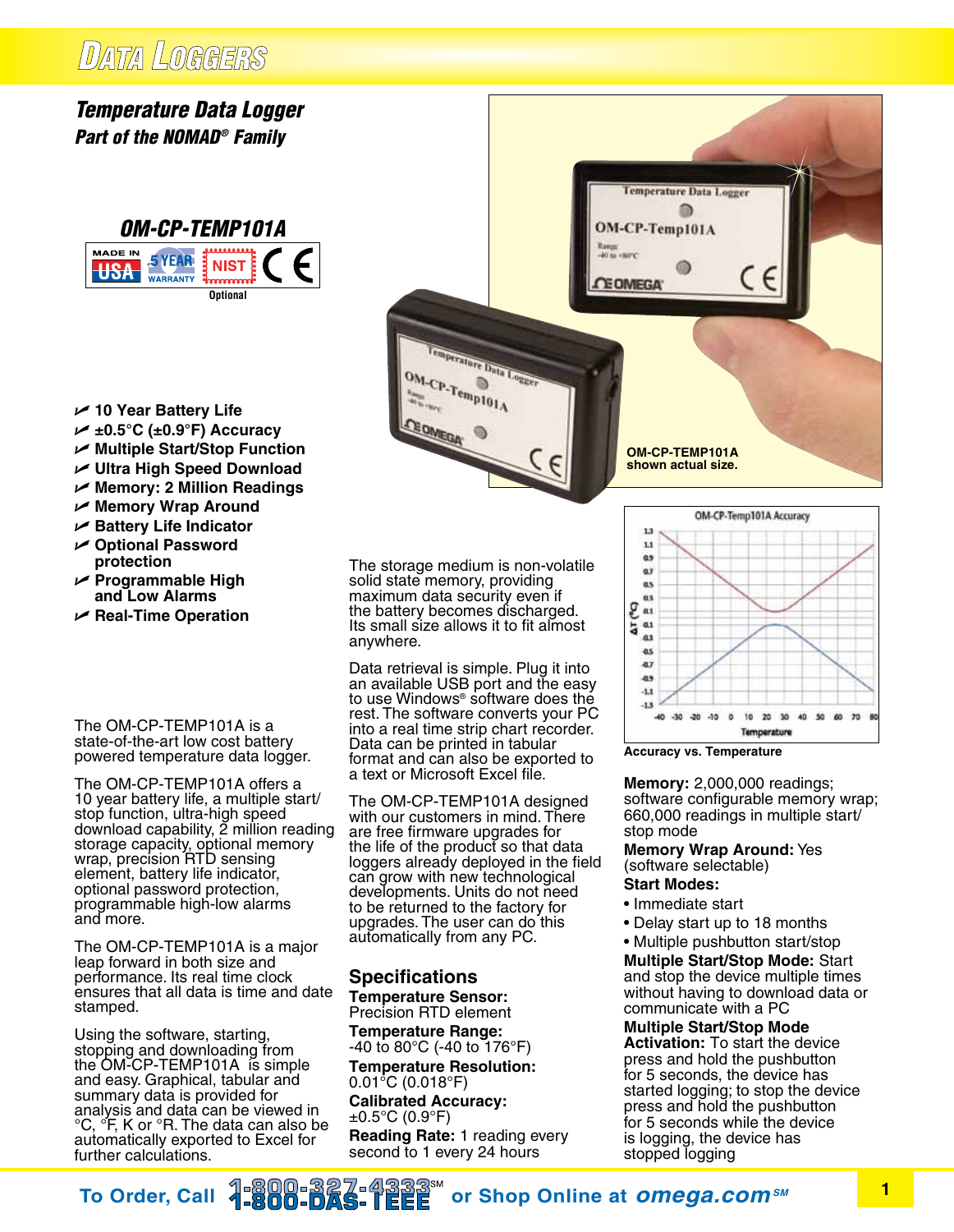# Data Loggers

## Temperature Data Logger
### Part of the NOMAD® Family

**OM-CP-TEMP101A**

Made in USA · 5 Year Warranty · NIST (Optional) · CE

- 10 Year Battery Life
- ±0.5°C (±0.9°F) Accuracy
- Multiple Start/Stop Function
- Ultra High Speed Download
- Memory: 2 Million Readings
- Memory Wrap Around
- Battery Life Indicator
- Optional Password protection
- Programmable High and Low Alarms
- Real-Time Operation

OM-CP-TEMP101A shown actual size.

The OM-CP-TEMP101A is a state-of-the-art low cost battery powered temperature data logger.

The OM-CP-TEMP101A offers a 10 year battery life, a multiple start/stop function, ultra-high speed download capability, 2 million reading storage capacity, optional memory wrap, precision RTD sensing element, battery life indicator, optional password protection, programmable high-low alarms and more.

The OM-CP-TEMP101A is a major leap forward in both size and performance. Its real time clock ensures that all data is time and date stamped.

Using the software, starting, stopping and downloading from the OM-CP-TEMP101A is simple and easy. Graphical, tabular and summary data is provided for analysis and data can be viewed in °C, °F, K or °R. The data can also be automatically exported to Excel for further calculations.

The storage medium is non-volatile solid state memory, providing maximum data security even if the battery becomes discharged. Its small size allows it to fit almost anywhere.

Data retrieval is simple. Plug it into an available USB port and the easy to use Windows® software does the rest. The software converts your PC into a real time strip chart recorder. Data can be printed in tabular format and can also be exported to a text or Microsoft Excel file.

The OM-CP-TEMP101A designed with our customers in mind. There are free firmware upgrades for the life of the product so that data loggers already deployed in the field can grow with new technological developments. Units do not need to be returned to the factory for upgrades. The user can do this automatically from any PC.

## Specifications

**Temperature Sensor:** Precision RTD element

**Temperature Range:** -40 to 80°C (-40 to 176°F)

**Temperature Resolution:** 0.01°C (0.018°F)

**Calibrated Accuracy:** ±0.5°C (0.9°F)

**Reading Rate:** 1 reading every second to 1 every 24 hours

Accuracy vs. Temperature

**Memory:** 2,000,000 readings; software configurable memory wrap; 660,000 readings in multiple start/stop mode

**Memory Wrap Around:** Yes (software selectable)

**Start Modes:**
- Immediate start
- Delay start up to 18 months
- Multiple pushbutton start/stop

**Multiple Start/Stop Mode:** Start and stop the device multiple times without having to download data or communicate with a PC

**Multiple Start/Stop Mode Activation:** To start the device press and hold the pushbutton for 5 seconds, the device has started logging; to stop the device press and hold the pushbutton for 5 seconds while the device is logging, the device has stopped logging

To Order, Call 1-800-327-4333℠ 1-800-DAS-IEEE or Shop Online at omega.com℠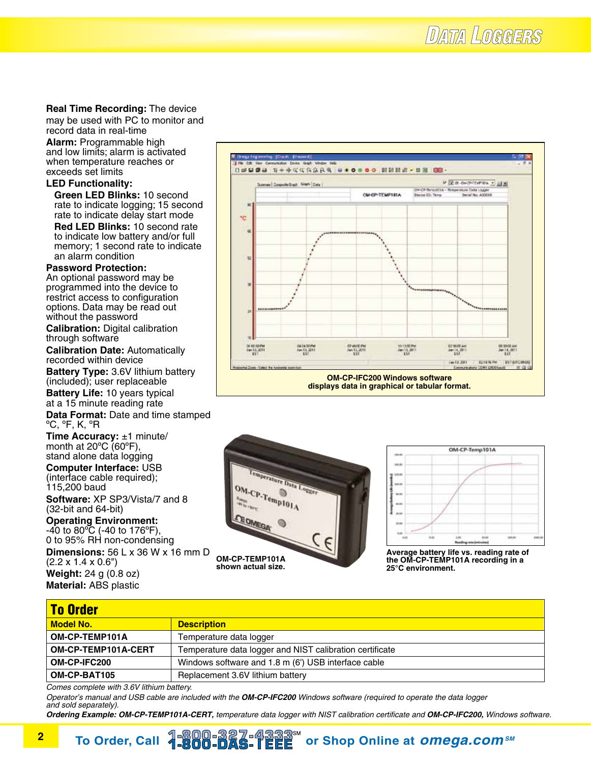**Real Time Recording:** The device may be used with PC to monitor and record data in real-time

**Alarm:** Programmable high and low limits; alarm is activated when temperature reaches or exceeds set limits

**LED Functionality:**

- **Green LED Blinks:** 10 second rate to indicate logging; 15 second rate to indicate delay start mode
- **Red LED Blinks:** 10 second rate to indicate low battery and/or full memory; 1 second rate to indicate an alarm condition

**Password Protection:** An optional password may be programmed into the device to restrict access to configuration options. Data may be read out without the password

**Calibration:** Digital calibration through software

**Calibration Date:** Automatically recorded within device

**Battery Type:** 3.6V lithium battery (included); user replaceable

**Battery Life:** 10 years typical at a 15 minute reading rate

**Data Format:** Date and time stamped °C, °F, K, °R

**Time Accuracy:** ±1 minute/month at 20°C (60°F), stand alone data logging

**Computer Interface:** USB (interface cable required); 115,200 baud

**Software:** XP SP3/Vista/7 and 8 (32-bit and 64-bit)

**Operating Environment:** -40 to 80°C (-40 to 176°F), 0 to 95% RH non-condensing

**Dimensions:** 56 L x 36 W x 16 mm D (2.2 x 1.4 x 0.6")

**Weight:** 24 g (0.8 oz)

**Material:** ABS plastic

**OM-CP-IFC200 Windows software displays data in graphical or tabular format.**

**OM-CP-TEMP101A shown actual size.**

**Average battery life vs. reading rate of the OM-CP-TEMP101A recording in a 25°C environment.**

## To Order

| Model No. | Description |
|---|---|
| OM-CP-TEMP101A | Temperature data logger |
| OM-CP-TEMP101A-CERT | Temperature data logger and NIST calibration certificate |
| OM-CP-IFC200 | Windows software and 1.8 m (6') USB interface cable |
| OM-CP-BAT105 | Replacement 3.6V lithium battery |

*Comes complete with 3.6V lithium battery.*

*Operator's manual and USB cable are included with the **OM-CP-IFC200** Windows software (required to operate the data logger and sold separately).*

***Ordering Example: OM-CP-TEMP101A-CERT,** temperature data logger with NIST calibration certificate and **OM-CP-IFC200,** Windows software.*